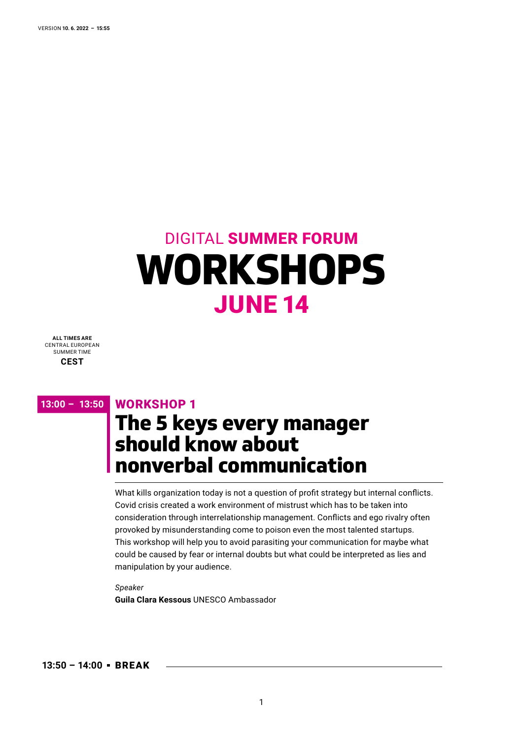VERSION **10. 6. 2022 – 15:55**

# DIGITAL **SUMMER FORUM**

# WORKSHOPS

## JUNE 14

**ALL TIMES ARE**
CENTRAL EUROPEAN
SUMMER TIME
**CEST**

**13:00 – 13:50**

### WORKSHOP 1

## The 5 keys every manager should know about nonverbal communication

What kills organization today is not a question of profit strategy but internal conflicts. Covid crisis created a work environment of mistrust which has to be taken into consideration through interrelationship management. Conflicts and ego rivalry often provoked by misunderstanding come to poison even the most talented startups. This workshop will help you to avoid parasiting your communication for maybe what could be caused by fear or internal doubts but what could be interpreted as lies and manipulation by your audience.

*Speaker*
**Guila Clara Kessous** UNESCO Ambassador

**13:50 – 14:00 ▪ BREAK**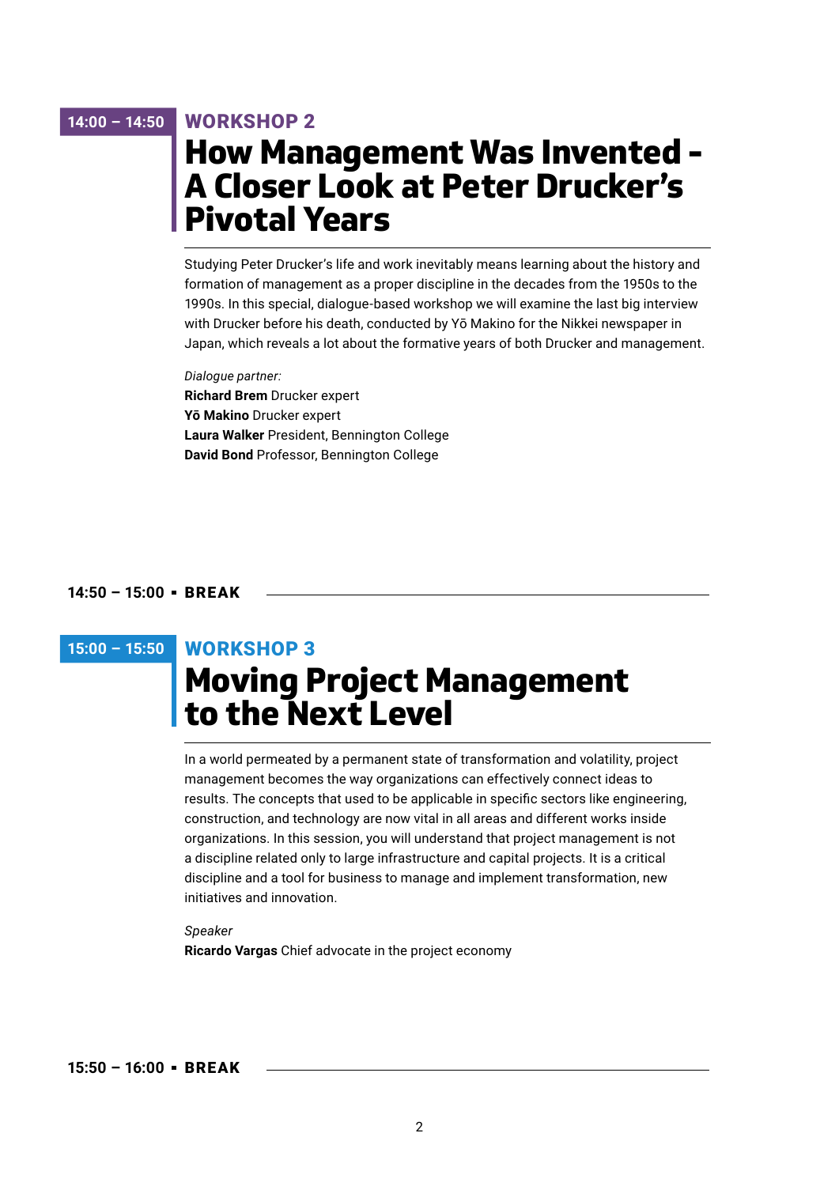**14:00 – 14:50**

## WORKSHOP 2

# How Management Was Invented – A Closer Look at Peter Drucker's Pivotal Years

Studying Peter Drucker's life and work inevitably means learning about the history and formation of management as a proper discipline in the decades from the 1950s to the 1990s. In this special, dialogue-based workshop we will examine the last big interview with Drucker before his death, conducted by Yō Makino for the Nikkei newspaper in Japan, which reveals a lot about the formative years of both Drucker and management.

*Dialogue partner:*
**Richard Brem** Drucker expert
**Yō Makino** Drucker expert
**Laura Walker** President, Bennington College
**David Bond** Professor, Bennington College

**14:50 – 15:00 ▪ BREAK**

---

**15:00 – 15:50**

## WORKSHOP 3

# Moving Project Management to the Next Level

In a world permeated by a permanent state of transformation and volatility, project management becomes the way organizations can effectively connect ideas to results. The concepts that used to be applicable in specific sectors like engineering, construction, and technology are now vital in all areas and different works inside organizations. In this session, you will understand that project management is not a discipline related only to large infrastructure and capital projects. It is a critical discipline and a tool for business to manage and implement transformation, new initiatives and innovation.

*Speaker*
**Ricardo Vargas** Chief advocate in the project economy

**15:50 – 16:00 ▪ BREAK**

---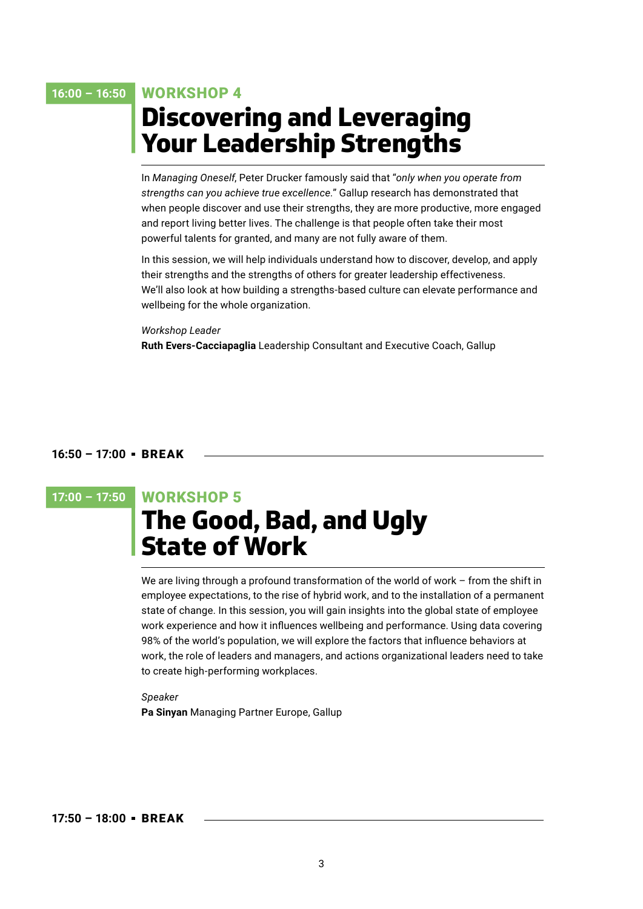**16:00 – 16:50**

## WORKSHOP 4

# Discovering and Leveraging Your Leadership Strengths

In *Managing Oneself*, Peter Drucker famously said that "*only when you operate from strengths can you achieve true excellence.*" Gallup research has demonstrated that when people discover and use their strengths, they are more productive, more engaged and report living better lives. The challenge is that people often take their most powerful talents for granted, and many are not fully aware of them.

In this session, we will help individuals understand how to discover, develop, and apply their strengths and the strengths of others for greater leadership effectiveness. We'll also look at how building a strengths-based culture can elevate performance and wellbeing for the whole organization.

*Workshop Leader*
**Ruth Evers-Cacciapaglia** Leadership Consultant and Executive Coach, Gallup

**16:50 – 17:00 ▪ BREAK**

**17:00 – 17:50**

## WORKSHOP 5

# The Good, Bad, and Ugly State of Work

We are living through a profound transformation of the world of work – from the shift in employee expectations, to the rise of hybrid work, and to the installation of a permanent state of change. In this session, you will gain insights into the global state of employee work experience and how it influences wellbeing and performance. Using data covering 98% of the world's population, we will explore the factors that influence behaviors at work, the role of leaders and managers, and actions organizational leaders need to take to create high-performing workplaces.

*Speaker*
**Pa Sinyan** Managing Partner Europe, Gallup

**17:50 – 18:00 ▪ BREAK**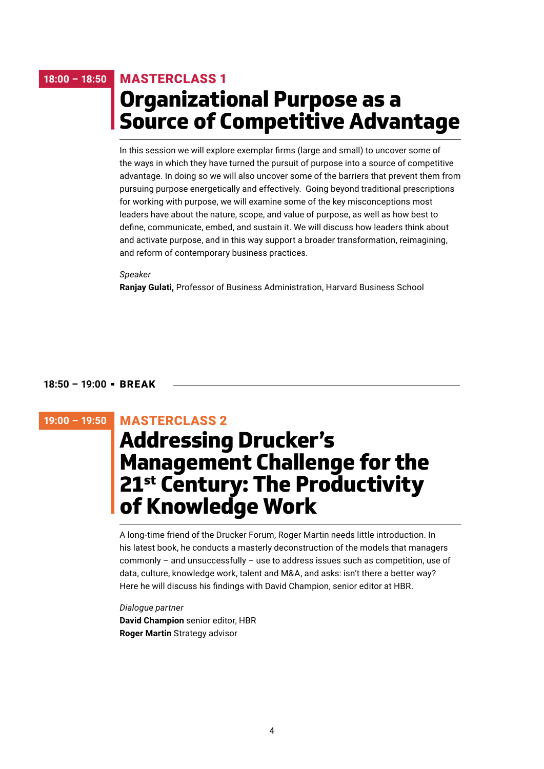**18:00 – 18:50**

## MASTERCLASS 1

# Organizational Purpose as a Source of Competitive Advantage

In this session we will explore exemplar firms (large and small) to uncover some of the ways in which they have turned the pursuit of purpose into a source of competitive advantage. In doing so we will also uncover some of the barriers that prevent them from pursuing purpose energetically and effectively. Going beyond traditional prescriptions for working with purpose, we will examine some of the key misconceptions most leaders have about the nature, scope, and value of purpose, as well as how best to define, communicate, embed, and sustain it. We will discuss how leaders think about and activate purpose, and in this way support a broader transformation, reimagining, and reform of contemporary business practices.

*Speaker*
**Ranjay Gulati,** Professor of Business Administration, Harvard Business School

**18:50 – 19:00 ▪ BREAK**

**19:00 – 19:50**

## MASTERCLASS 2

# Addressing Drucker's Management Challenge for the 21st Century: The Productivity of Knowledge Work

A long-time friend of the Drucker Forum, Roger Martin needs little introduction. In his latest book, he conducts a masterly deconstruction of the models that managers commonly – and unsuccessfully – use to address issues such as competition, use of data, culture, knowledge work, talent and M&A, and asks: isn't there a better way? Here he will discuss his findings with David Champion, senior editor at HBR.

*Dialogue partner*
**David Champion** senior editor, HBR
**Roger Martin** Strategy advisor